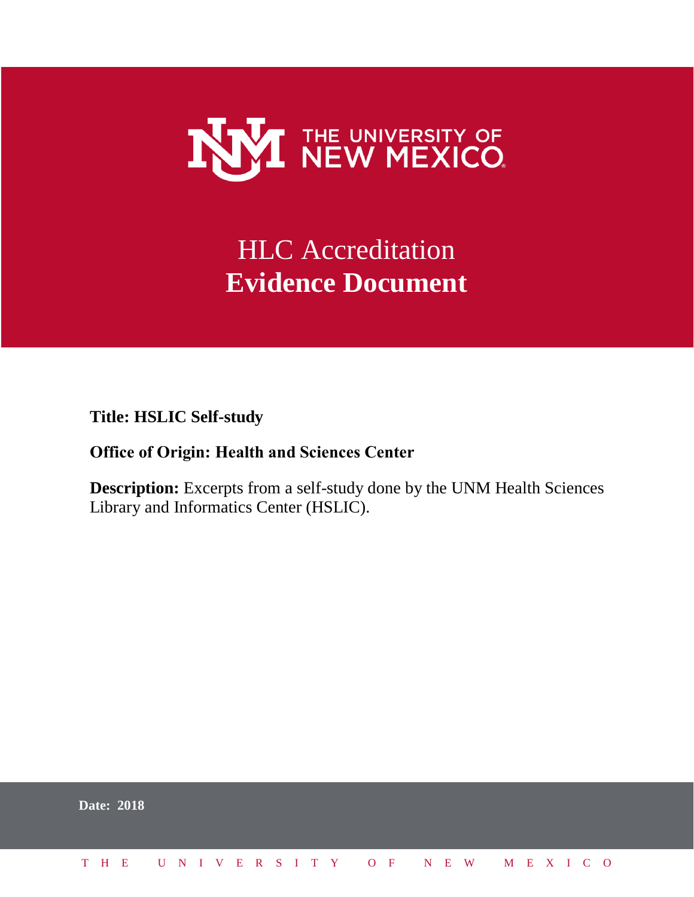THE UNIVERSITY OF NEW MEXICO

# HLC Accreditation
# **Evidence Document**

**Title: HSLIC Self-study**

**Office of Origin: Health and Sciences Center**

**Description:** Excerpts from a self-study done by the UNM Health Sciences Library and Informatics Center (HSLIC).

**Date: 2018**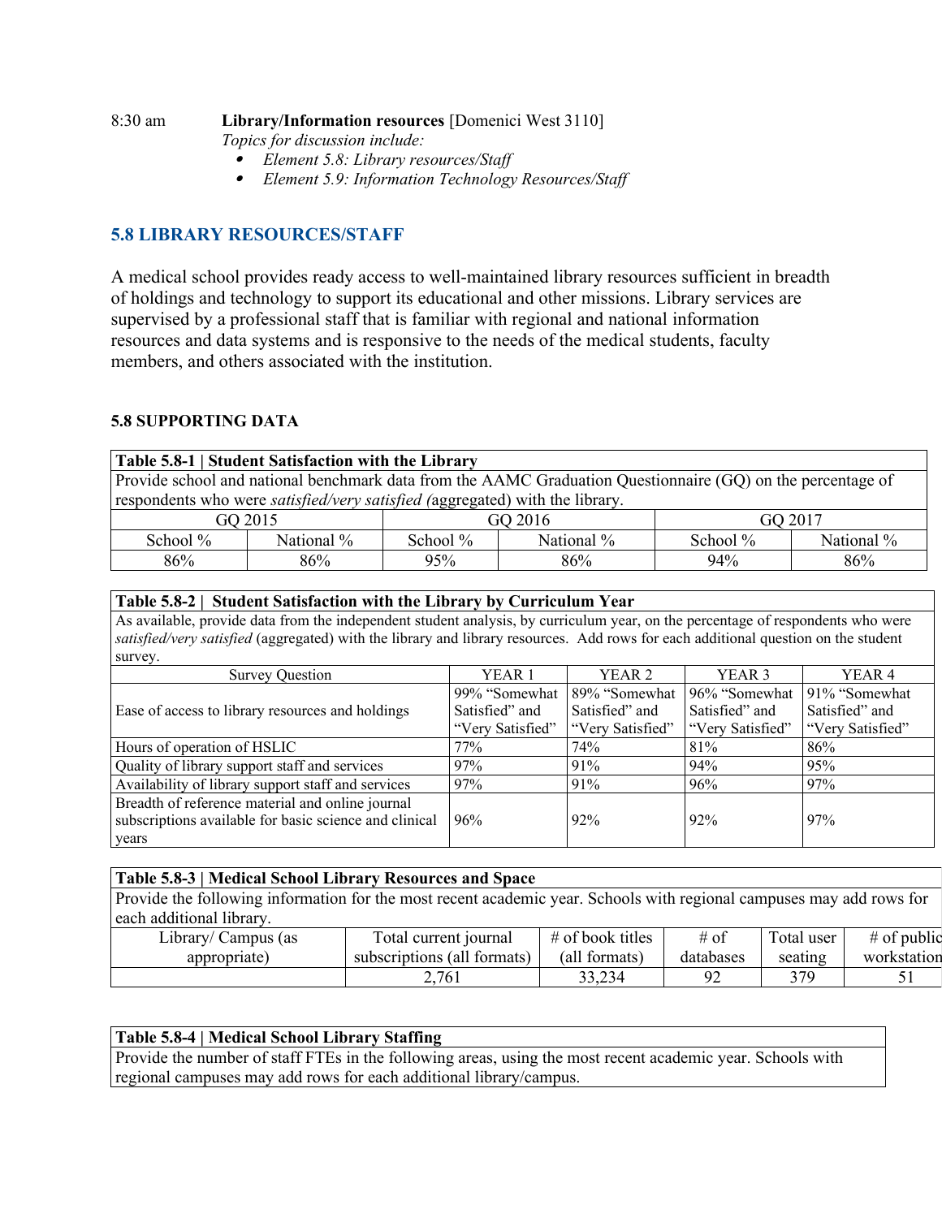8:30 am **Library/Information resources** [Domenici West 3110]
*Topics for discussion include:*

- *Element 5.8: Library resources/Staff*
- *Element 5.9: Information Technology Resources/Staff*

## 5.8 LIBRARY RESOURCES/STAFF

A medical school provides ready access to well-maintained library resources sufficient in breadth of holdings and technology to support its educational and other missions. Library services are supervised by a professional staff that is familiar with regional and national information resources and data systems and is responsive to the needs of the medical students, faculty members, and others associated with the institution.

### 5.8 SUPPORTING DATA

**Table 5.8-1 | Student Satisfaction with the Library**

Provide school and national benchmark data from the AAMC Graduation Questionnaire (GQ) on the percentage of respondents who were *satisfied/very satisfied (*aggregated) with the library.

| GQ 2015 | | GQ 2016 | | GQ 2017 | |
|---|---|---|---|---|---|
| School % | National % | School % | National % | School % | National % |
| 86% | 86% | 95% | 86% | 94% | 86% |

**Table 5.8-2 | Student Satisfaction with the Library by Curriculum Year**

As available, provide data from the independent student analysis, by curriculum year, on the percentage of respondents who were *satisfied/very satisfied* (aggregated) with the library and library resources. Add rows for each additional question on the student survey.

| Survey Question | YEAR 1 | YEAR 2 | YEAR 3 | YEAR 4 |
|---|---|---|---|---|
| Ease of access to library resources and holdings | 99% "Somewhat Satisfied" and "Very Satisfied" | 89% "Somewhat Satisfied" and "Very Satisfied" | 96% "Somewhat Satisfied" and "Very Satisfied" | 91% "Somewhat Satisfied" and "Very Satisfied" |
| Hours of operation of HSLIC | 77% | 74% | 81% | 86% |
| Quality of library support staff and services | 97% | 91% | 94% | 95% |
| Availability of library support staff and services | 97% | 91% | 96% | 97% |
| Breadth of reference material and online journal subscriptions available for basic science and clinical years | 96% | 92% | 92% | 97% |

**Table 5.8-3 | Medical School Library Resources and Space**

Provide the following information for the most recent academic year. Schools with regional campuses may add rows for each additional library.

| Library/ Campus (as appropriate) | Total current journal subscriptions (all formats) | # of book titles (all formats) | # of databases | Total user seating | # of public workstation |
|---|---|---|---|---|---|
| | 2,761 | 33,234 | 92 | 379 | 51 |

**Table 5.8-4 | Medical School Library Staffing**

Provide the number of staff FTEs in the following areas, using the most recent academic year. Schools with regional campuses may add rows for each additional library/campus.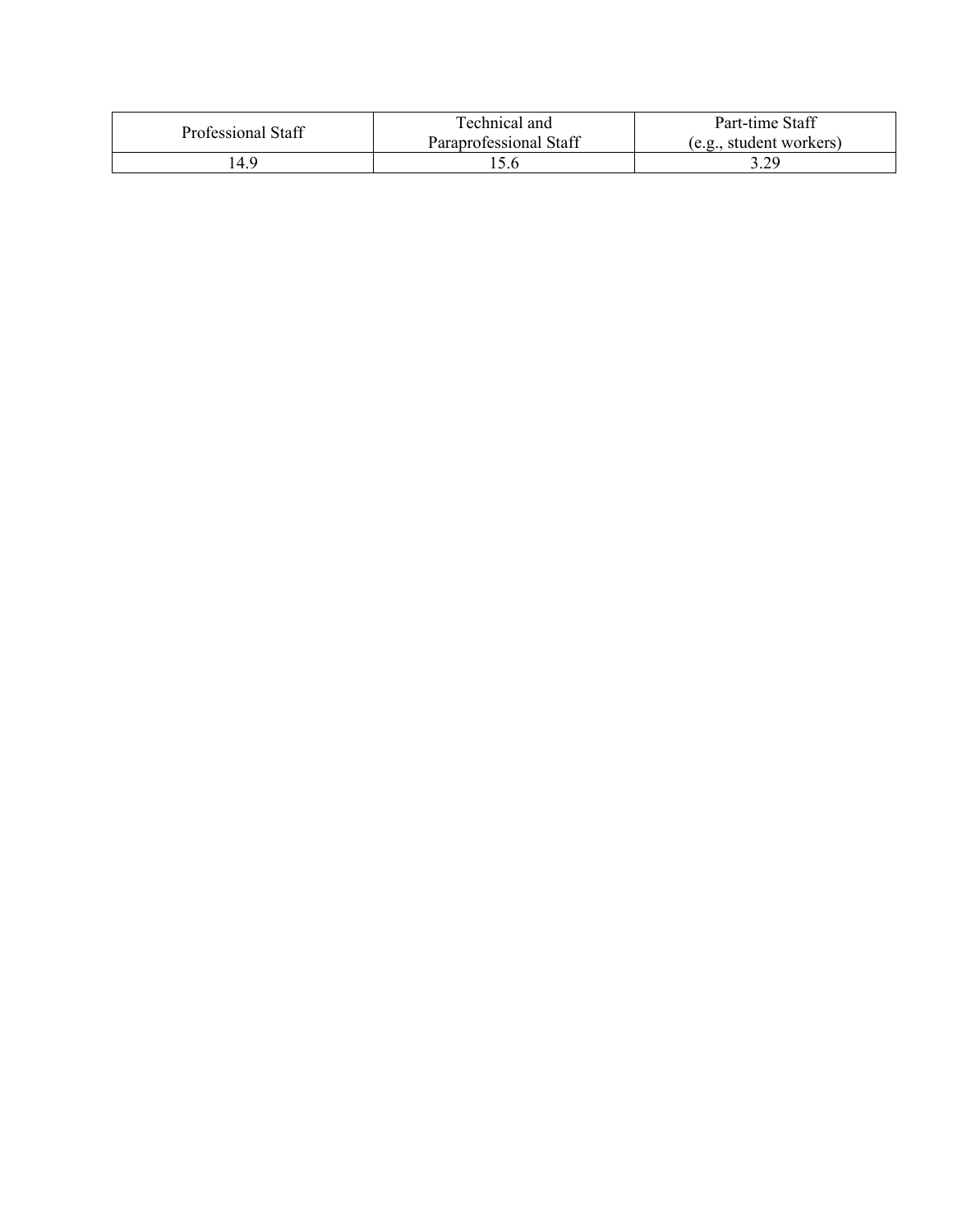| Professional Staff | Technical and Paraprofessional Staff | Part-time Staff (e.g., student workers) |
|---|---|---|
| 14.9 | 15.6 | 3.29 |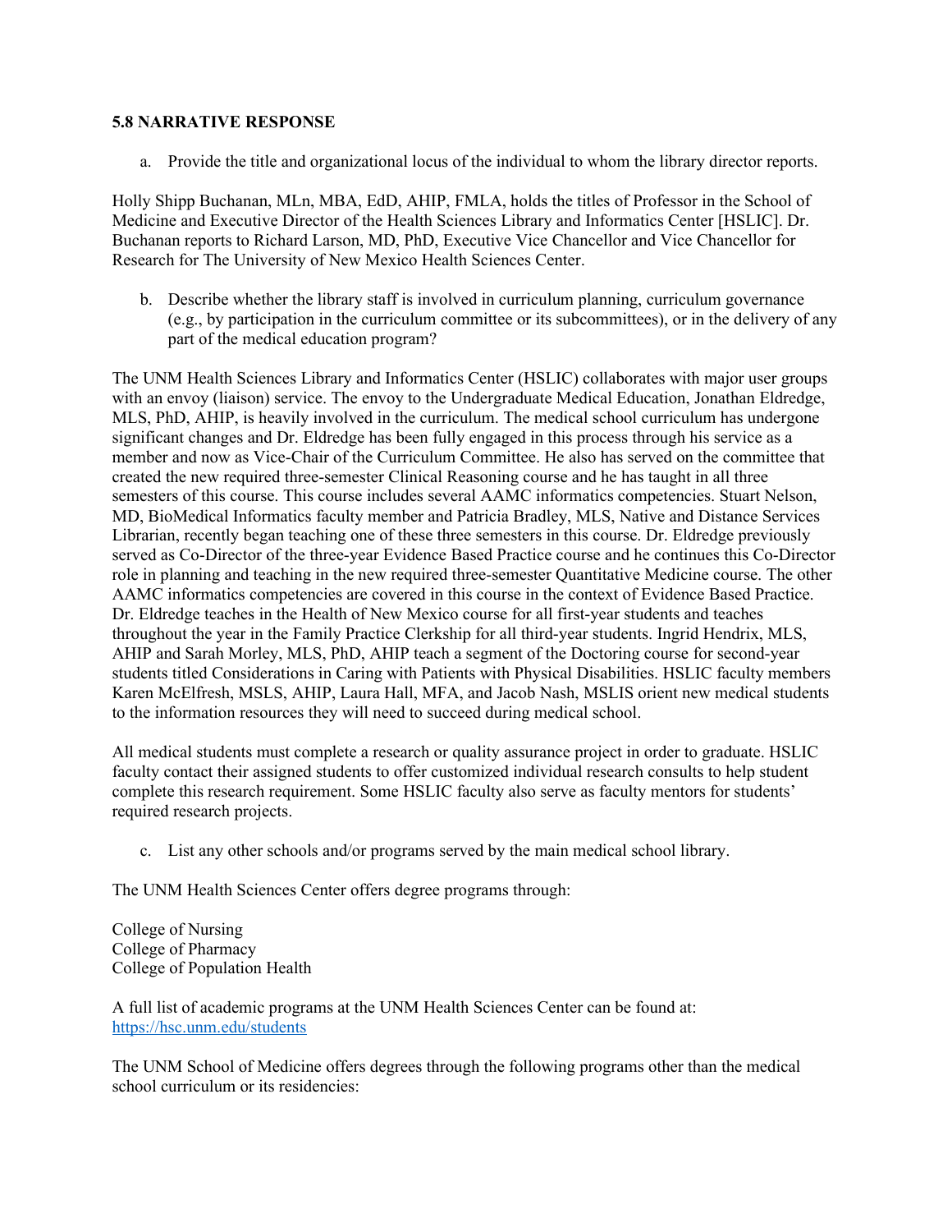**5.8 NARRATIVE RESPONSE**

a. Provide the title and organizational locus of the individual to whom the library director reports.

Holly Shipp Buchanan, MLn, MBA, EdD, AHIP, FMLA, holds the titles of Professor in the School of Medicine and Executive Director of the Health Sciences Library and Informatics Center [HSLIC]. Dr. Buchanan reports to Richard Larson, MD, PhD, Executive Vice Chancellor and Vice Chancellor for Research for The University of New Mexico Health Sciences Center.

b. Describe whether the library staff is involved in curriculum planning, curriculum governance (e.g., by participation in the curriculum committee or its subcommittees), or in the delivery of any part of the medical education program?

The UNM Health Sciences Library and Informatics Center (HSLIC) collaborates with major user groups with an envoy (liaison) service. The envoy to the Undergraduate Medical Education, Jonathan Eldredge, MLS, PhD, AHIP, is heavily involved in the curriculum. The medical school curriculum has undergone significant changes and Dr. Eldredge has been fully engaged in this process through his service as a member and now as Vice-Chair of the Curriculum Committee. He also has served on the committee that created the new required three-semester Clinical Reasoning course and he has taught in all three semesters of this course. This course includes several AAMC informatics competencies. Stuart Nelson, MD, BioMedical Informatics faculty member and Patricia Bradley, MLS, Native and Distance Services Librarian, recently began teaching one of these three semesters in this course. Dr. Eldredge previously served as Co-Director of the three-year Evidence Based Practice course and he continues this Co-Director role in planning and teaching in the new required three-semester Quantitative Medicine course. The other AAMC informatics competencies are covered in this course in the context of Evidence Based Practice. Dr. Eldredge teaches in the Health of New Mexico course for all first-year students and teaches throughout the year in the Family Practice Clerkship for all third-year students. Ingrid Hendrix, MLS, AHIP and Sarah Morley, MLS, PhD, AHIP teach a segment of the Doctoring course for second-year students titled Considerations in Caring with Patients with Physical Disabilities. HSLIC faculty members Karen McElfresh, MSLS, AHIP, Laura Hall, MFA, and Jacob Nash, MSLIS orient new medical students to the information resources they will need to succeed during medical school.

All medical students must complete a research or quality assurance project in order to graduate. HSLIC faculty contact their assigned students to offer customized individual research consults to help student complete this research requirement. Some HSLIC faculty also serve as faculty mentors for students' required research projects.

c. List any other schools and/or programs served by the main medical school library.

The UNM Health Sciences Center offers degree programs through:

College of Nursing
College of Pharmacy
College of Population Health

A full list of academic programs at the UNM Health Sciences Center can be found at: https://hsc.unm.edu/students

The UNM School of Medicine offers degrees through the following programs other than the medical school curriculum or its residencies: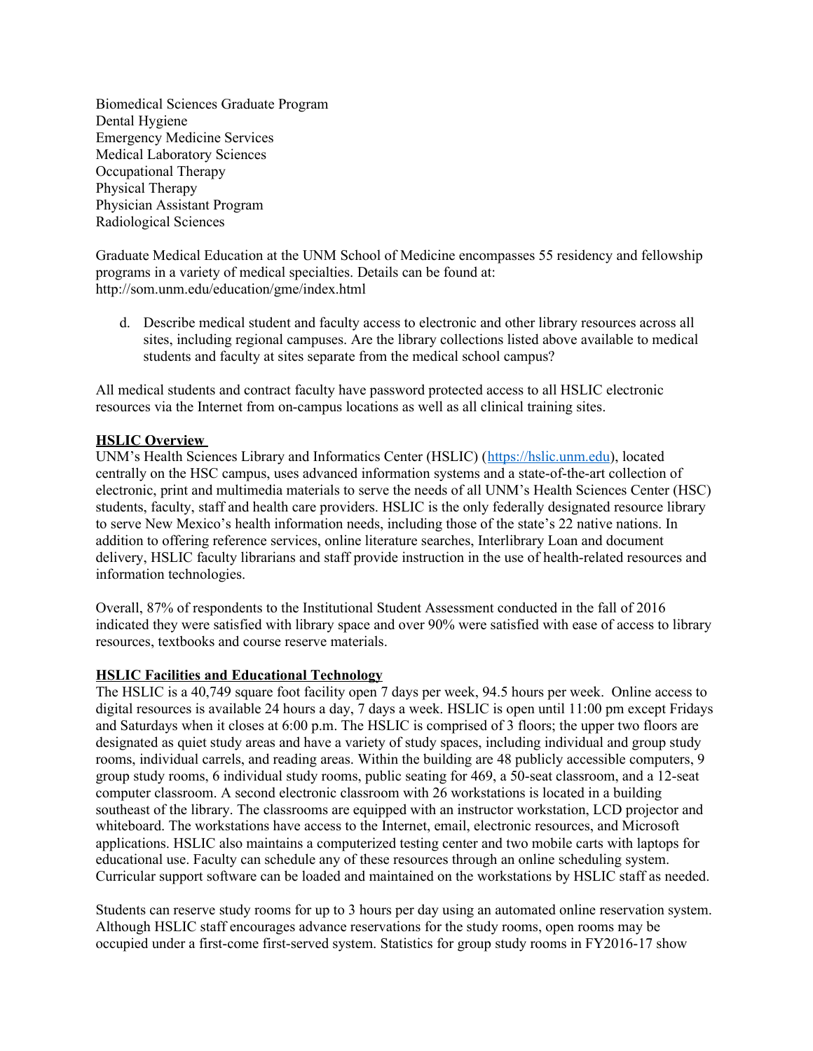Biomedical Sciences Graduate Program
Dental Hygiene
Emergency Medicine Services
Medical Laboratory Sciences
Occupational Therapy
Physical Therapy
Physician Assistant Program
Radiological Sciences

Graduate Medical Education at the UNM School of Medicine encompasses 55 residency and fellowship programs in a variety of medical specialties. Details can be found at: http://som.unm.edu/education/gme/index.html

d. Describe medical student and faculty access to electronic and other library resources across all sites, including regional campuses. Are the library collections listed above available to medical students and faculty at sites separate from the medical school campus?

All medical students and contract faculty have password protected access to all HSLIC electronic resources via the Internet from on-campus locations as well as all clinical training sites.

**HSLIC Overview**

UNM's Health Sciences Library and Informatics Center (HSLIC) (https://hslic.unm.edu), located centrally on the HSC campus, uses advanced information systems and a state-of-the-art collection of electronic, print and multimedia materials to serve the needs of all UNM's Health Sciences Center (HSC) students, faculty, staff and health care providers. HSLIC is the only federally designated resource library to serve New Mexico's health information needs, including those of the state's 22 native nations. In addition to offering reference services, online literature searches, Interlibrary Loan and document delivery, HSLIC faculty librarians and staff provide instruction in the use of health-related resources and information technologies.

Overall, 87% of respondents to the Institutional Student Assessment conducted in the fall of 2016 indicated they were satisfied with library space and over 90% were satisfied with ease of access to library resources, textbooks and course reserve materials.

**HSLIC Facilities and Educational Technology**

The HSLIC is a 40,749 square foot facility open 7 days per week, 94.5 hours per week. Online access to digital resources is available 24 hours a day, 7 days a week. HSLIC is open until 11:00 pm except Fridays and Saturdays when it closes at 6:00 p.m. The HSLIC is comprised of 3 floors; the upper two floors are designated as quiet study areas and have a variety of study spaces, including individual and group study rooms, individual carrels, and reading areas. Within the building are 48 publicly accessible computers, 9 group study rooms, 6 individual study rooms, public seating for 469, a 50-seat classroom, and a 12-seat computer classroom. A second electronic classroom with 26 workstations is located in a building southeast of the library. The classrooms are equipped with an instructor workstation, LCD projector and whiteboard. The workstations have access to the Internet, email, electronic resources, and Microsoft applications. HSLIC also maintains a computerized testing center and two mobile carts with laptops for educational use. Faculty can schedule any of these resources through an online scheduling system. Curricular support software can be loaded and maintained on the workstations by HSLIC staff as needed.

Students can reserve study rooms for up to 3 hours per day using an automated online reservation system. Although HSLIC staff encourages advance reservations for the study rooms, open rooms may be occupied under a first-come first-served system. Statistics for group study rooms in FY2016-17 show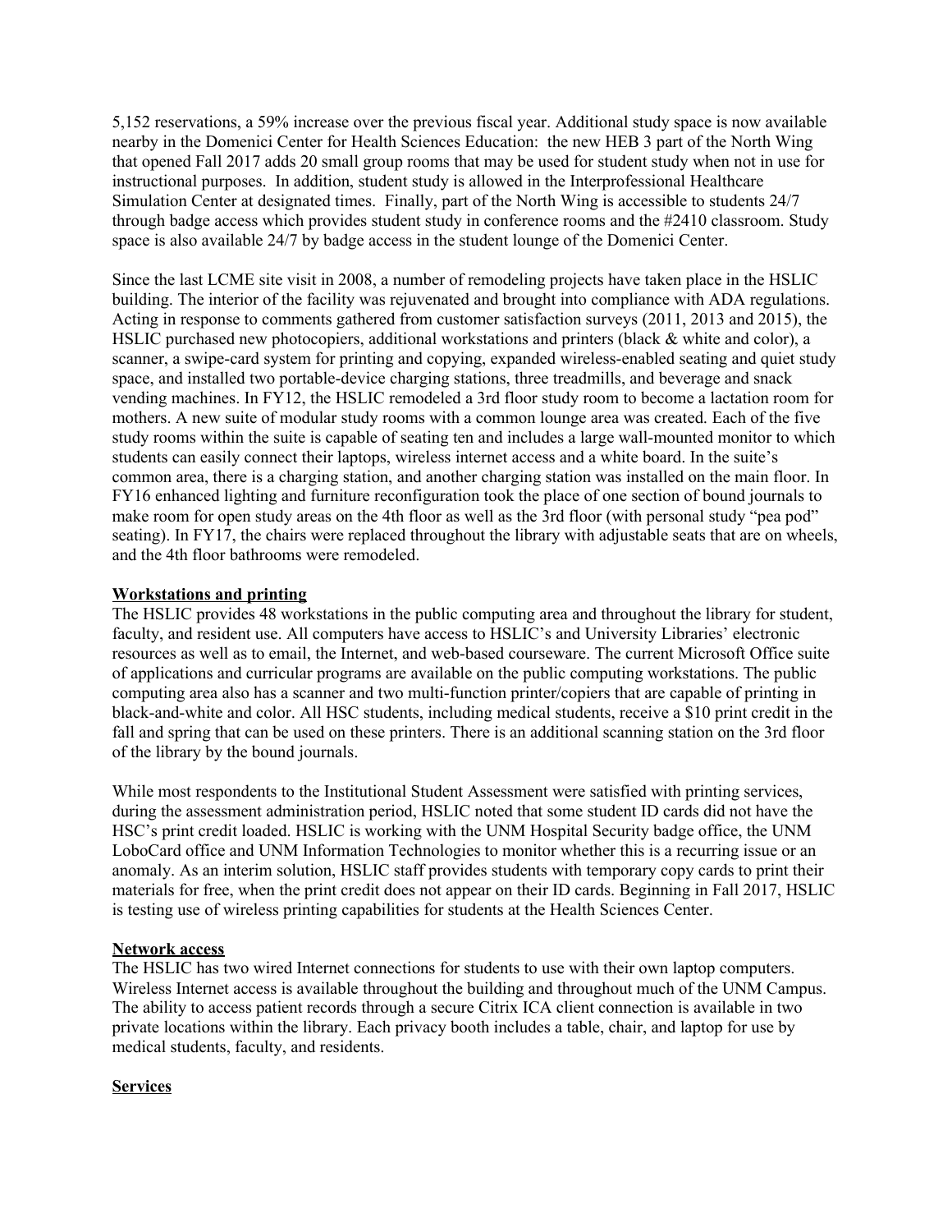5,152 reservations, a 59% increase over the previous fiscal year. Additional study space is now available nearby in the Domenici Center for Health Sciences Education: the new HEB 3 part of the North Wing that opened Fall 2017 adds 20 small group rooms that may be used for student study when not in use for instructional purposes. In addition, student study is allowed in the Interprofessional Healthcare Simulation Center at designated times. Finally, part of the North Wing is accessible to students 24/7 through badge access which provides student study in conference rooms and the #2410 classroom. Study space is also available 24/7 by badge access in the student lounge of the Domenici Center.

Since the last LCME site visit in 2008, a number of remodeling projects have taken place in the HSLIC building. The interior of the facility was rejuvenated and brought into compliance with ADA regulations. Acting in response to comments gathered from customer satisfaction surveys (2011, 2013 and 2015), the HSLIC purchased new photocopiers, additional workstations and printers (black & white and color), a scanner, a swipe-card system for printing and copying, expanded wireless-enabled seating and quiet study space, and installed two portable-device charging stations, three treadmills, and beverage and snack vending machines. In FY12, the HSLIC remodeled a 3rd floor study room to become a lactation room for mothers. A new suite of modular study rooms with a common lounge area was created. Each of the five study rooms within the suite is capable of seating ten and includes a large wall-mounted monitor to which students can easily connect their laptops, wireless internet access and a white board. In the suite's common area, there is a charging station, and another charging station was installed on the main floor. In FY16 enhanced lighting and furniture reconfiguration took the place of one section of bound journals to make room for open study areas on the 4th floor as well as the 3rd floor (with personal study "pea pod" seating). In FY17, the chairs were replaced throughout the library with adjustable seats that are on wheels, and the 4th floor bathrooms were remodeled.

**Workstations and printing**

The HSLIC provides 48 workstations in the public computing area and throughout the library for student, faculty, and resident use. All computers have access to HSLIC's and University Libraries' electronic resources as well as to email, the Internet, and web-based courseware. The current Microsoft Office suite of applications and curricular programs are available on the public computing workstations. The public computing area also has a scanner and two multi-function printer/copiers that are capable of printing in black-and-white and color. All HSC students, including medical students, receive a $10 print credit in the fall and spring that can be used on these printers. There is an additional scanning station on the 3rd floor of the library by the bound journals.

While most respondents to the Institutional Student Assessment were satisfied with printing services, during the assessment administration period, HSLIC noted that some student ID cards did not have the HSC's print credit loaded. HSLIC is working with the UNM Hospital Security badge office, the UNM LoboCard office and UNM Information Technologies to monitor whether this is a recurring issue or an anomaly. As an interim solution, HSLIC staff provides students with temporary copy cards to print their materials for free, when the print credit does not appear on their ID cards. Beginning in Fall 2017, HSLIC is testing use of wireless printing capabilities for students at the Health Sciences Center.

**Network access**

The HSLIC has two wired Internet connections for students to use with their own laptop computers. Wireless Internet access is available throughout the building and throughout much of the UNM Campus. The ability to access patient records through a secure Citrix ICA client connection is available in two private locations within the library. Each privacy booth includes a table, chair, and laptop for use by medical students, faculty, and residents.

**Services**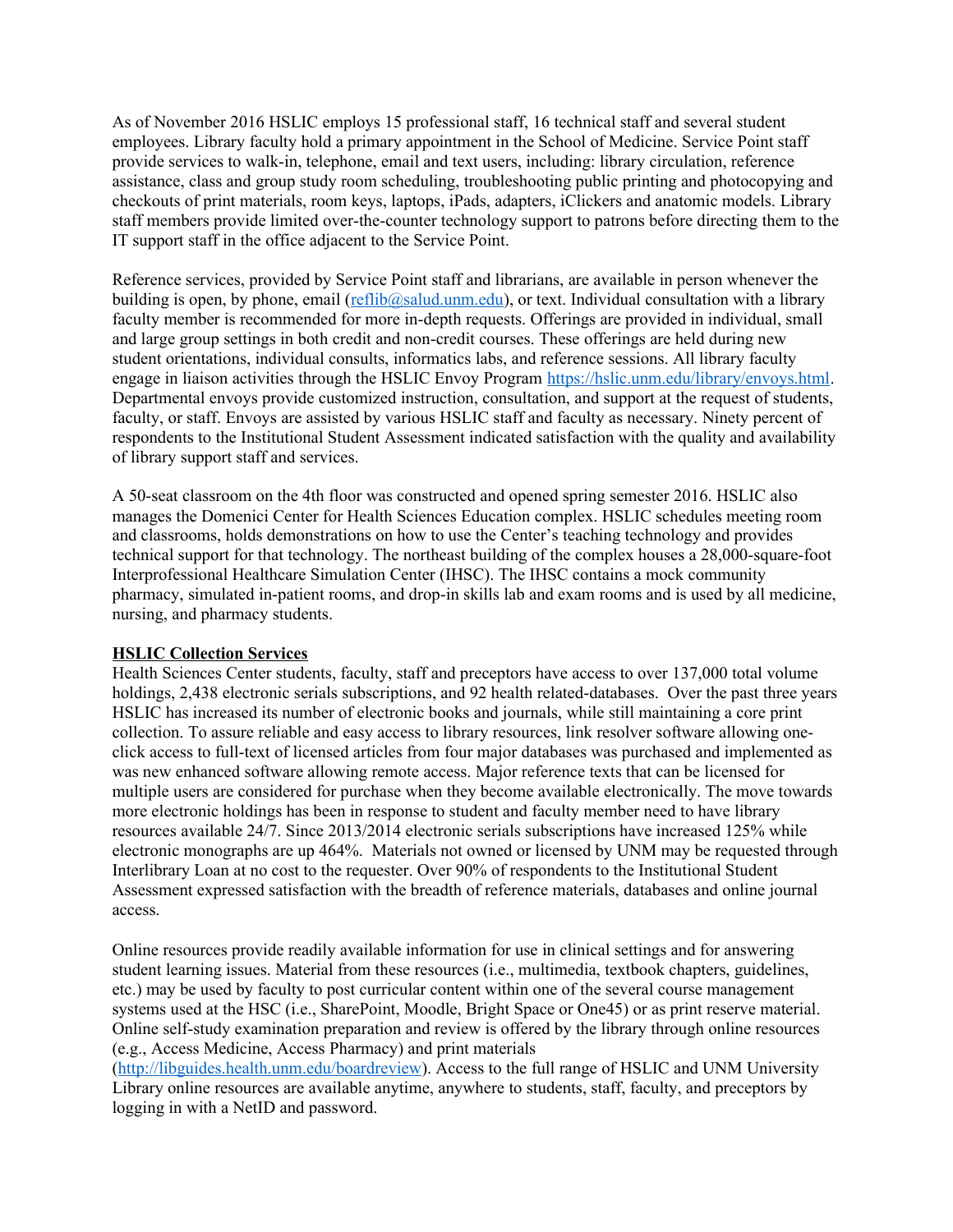As of November 2016 HSLIC employs 15 professional staff, 16 technical staff and several student employees. Library faculty hold a primary appointment in the School of Medicine. Service Point staff provide services to walk-in, telephone, email and text users, including: library circulation, reference assistance, class and group study room scheduling, troubleshooting public printing and photocopying and checkouts of print materials, room keys, laptops, iPads, adapters, iClickers and anatomic models. Library staff members provide limited over-the-counter technology support to patrons before directing them to the IT support staff in the office adjacent to the Service Point.

Reference services, provided by Service Point staff and librarians, are available in person whenever the building is open, by phone, email (reflib@salud.unm.edu), or text. Individual consultation with a library faculty member is recommended for more in-depth requests. Offerings are provided in individual, small and large group settings in both credit and non-credit courses. These offerings are held during new student orientations, individual consults, informatics labs, and reference sessions. All library faculty engage in liaison activities through the HSLIC Envoy Program https://hslic.unm.edu/library/envoys.html. Departmental envoys provide customized instruction, consultation, and support at the request of students, faculty, or staff. Envoys are assisted by various HSLIC staff and faculty as necessary. Ninety percent of respondents to the Institutional Student Assessment indicated satisfaction with the quality and availability of library support staff and services.

A 50-seat classroom on the 4th floor was constructed and opened spring semester 2016. HSLIC also manages the Domenici Center for Health Sciences Education complex. HSLIC schedules meeting room and classrooms, holds demonstrations on how to use the Center's teaching technology and provides technical support for that technology. The northeast building of the complex houses a 28,000-square-foot Interprofessional Healthcare Simulation Center (IHSC). The IHSC contains a mock community pharmacy, simulated in-patient rooms, and drop-in skills lab and exam rooms and is used by all medicine, nursing, and pharmacy students.

**HSLIC Collection Services**

Health Sciences Center students, faculty, staff and preceptors have access to over 137,000 total volume holdings, 2,438 electronic serials subscriptions, and 92 health related-databases. Over the past three years HSLIC has increased its number of electronic books and journals, while still maintaining a core print collection. To assure reliable and easy access to library resources, link resolver software allowing one-click access to full-text of licensed articles from four major databases was purchased and implemented as was new enhanced software allowing remote access. Major reference texts that can be licensed for multiple users are considered for purchase when they become available electronically. The move towards more electronic holdings has been in response to student and faculty member need to have library resources available 24/7. Since 2013/2014 electronic serials subscriptions have increased 125% while electronic monographs are up 464%. Materials not owned or licensed by UNM may be requested through Interlibrary Loan at no cost to the requester. Over 90% of respondents to the Institutional Student Assessment expressed satisfaction with the breadth of reference materials, databases and online journal access.

Online resources provide readily available information for use in clinical settings and for answering student learning issues. Material from these resources (i.e., multimedia, textbook chapters, guidelines, etc.) may be used by faculty to post curricular content within one of the several course management systems used at the HSC (i.e., SharePoint, Moodle, Bright Space or One45) or as print reserve material. Online self-study examination preparation and review is offered by the library through online resources (e.g., Access Medicine, Access Pharmacy) and print materials (http://libguides.health.unm.edu/boardreview). Access to the full range of HSLIC and UNM University Library online resources are available anytime, anywhere to students, staff, faculty, and preceptors by logging in with a NetID and password.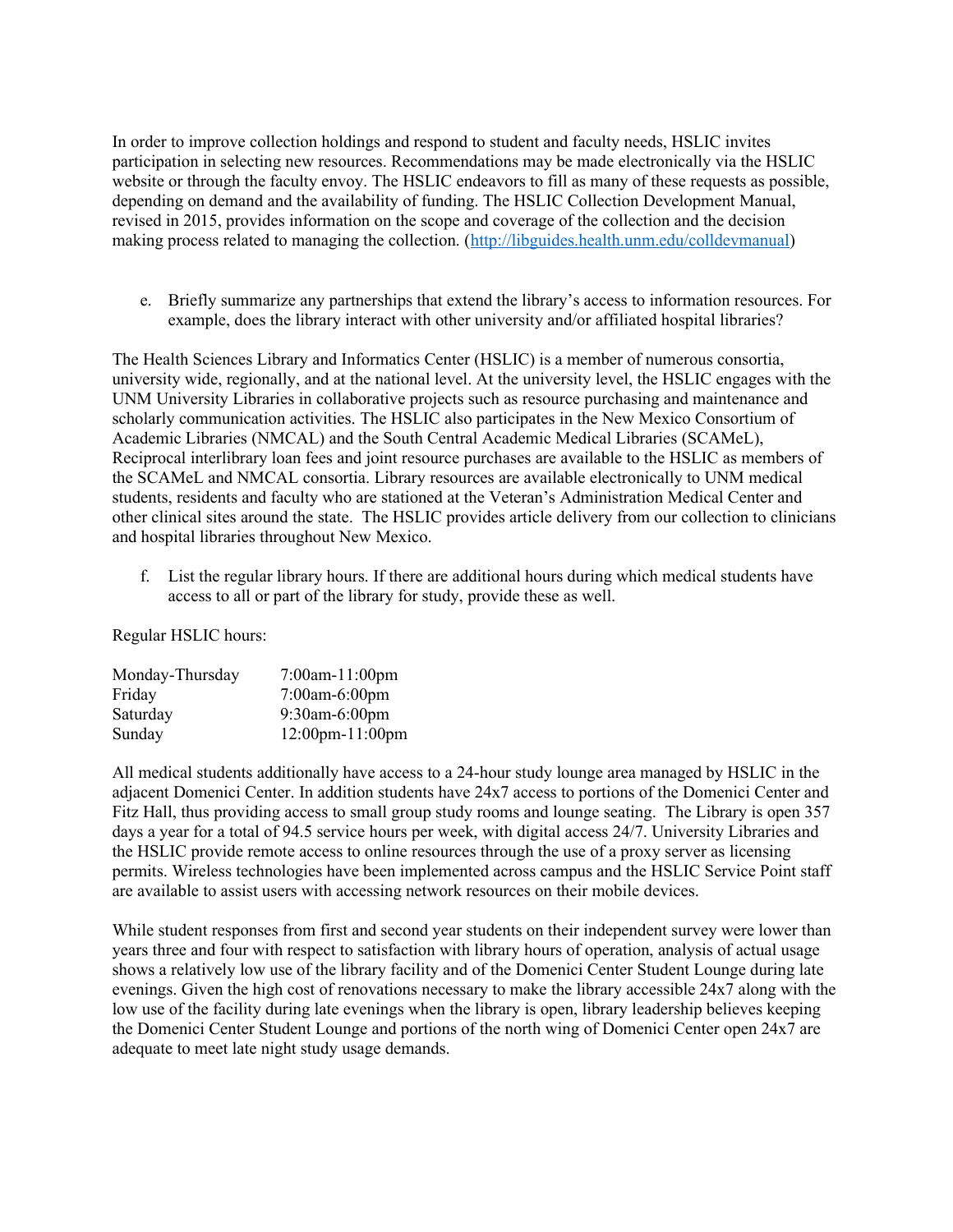In order to improve collection holdings and respond to student and faculty needs, HSLIC invites participation in selecting new resources. Recommendations may be made electronically via the HSLIC website or through the faculty envoy. The HSLIC endeavors to fill as many of these requests as possible, depending on demand and the availability of funding. The HSLIC Collection Development Manual, revised in 2015, provides information on the scope and coverage of the collection and the decision making process related to managing the collection. (http://libguides.health.unm.edu/colldevmanual)

e. Briefly summarize any partnerships that extend the library's access to information resources. For example, does the library interact with other university and/or affiliated hospital libraries?

The Health Sciences Library and Informatics Center (HSLIC) is a member of numerous consortia, university wide, regionally, and at the national level. At the university level, the HSLIC engages with the UNM University Libraries in collaborative projects such as resource purchasing and maintenance and scholarly communication activities. The HSLIC also participates in the New Mexico Consortium of Academic Libraries (NMCAL) and the South Central Academic Medical Libraries (SCAMeL), Reciprocal interlibrary loan fees and joint resource purchases are available to the HSLIC as members of the SCAMeL and NMCAL consortia. Library resources are available electronically to UNM medical students, residents and faculty who are stationed at the Veteran's Administration Medical Center and other clinical sites around the state. The HSLIC provides article delivery from our collection to clinicians and hospital libraries throughout New Mexico.

f. List the regular library hours. If there are additional hours during which medical students have access to all or part of the library for study, provide these as well.

Regular HSLIC hours:

| | |
|---|---|
| Monday-Thursday | 7:00am-11:00pm |
| Friday | 7:00am-6:00pm |
| Saturday | 9:30am-6:00pm |
| Sunday | 12:00pm-11:00pm |

All medical students additionally have access to a 24-hour study lounge area managed by HSLIC in the adjacent Domenici Center. In addition students have 24x7 access to portions of the Domenici Center and Fitz Hall, thus providing access to small group study rooms and lounge seating. The Library is open 357 days a year for a total of 94.5 service hours per week, with digital access 24/7. University Libraries and the HSLIC provide remote access to online resources through the use of a proxy server as licensing permits. Wireless technologies have been implemented across campus and the HSLIC Service Point staff are available to assist users with accessing network resources on their mobile devices.

While student responses from first and second year students on their independent survey were lower than years three and four with respect to satisfaction with library hours of operation, analysis of actual usage shows a relatively low use of the library facility and of the Domenici Center Student Lounge during late evenings. Given the high cost of renovations necessary to make the library accessible 24x7 along with the low use of the facility during late evenings when the library is open, library leadership believes keeping the Domenici Center Student Lounge and portions of the north wing of Domenici Center open 24x7 are adequate to meet late night study usage demands.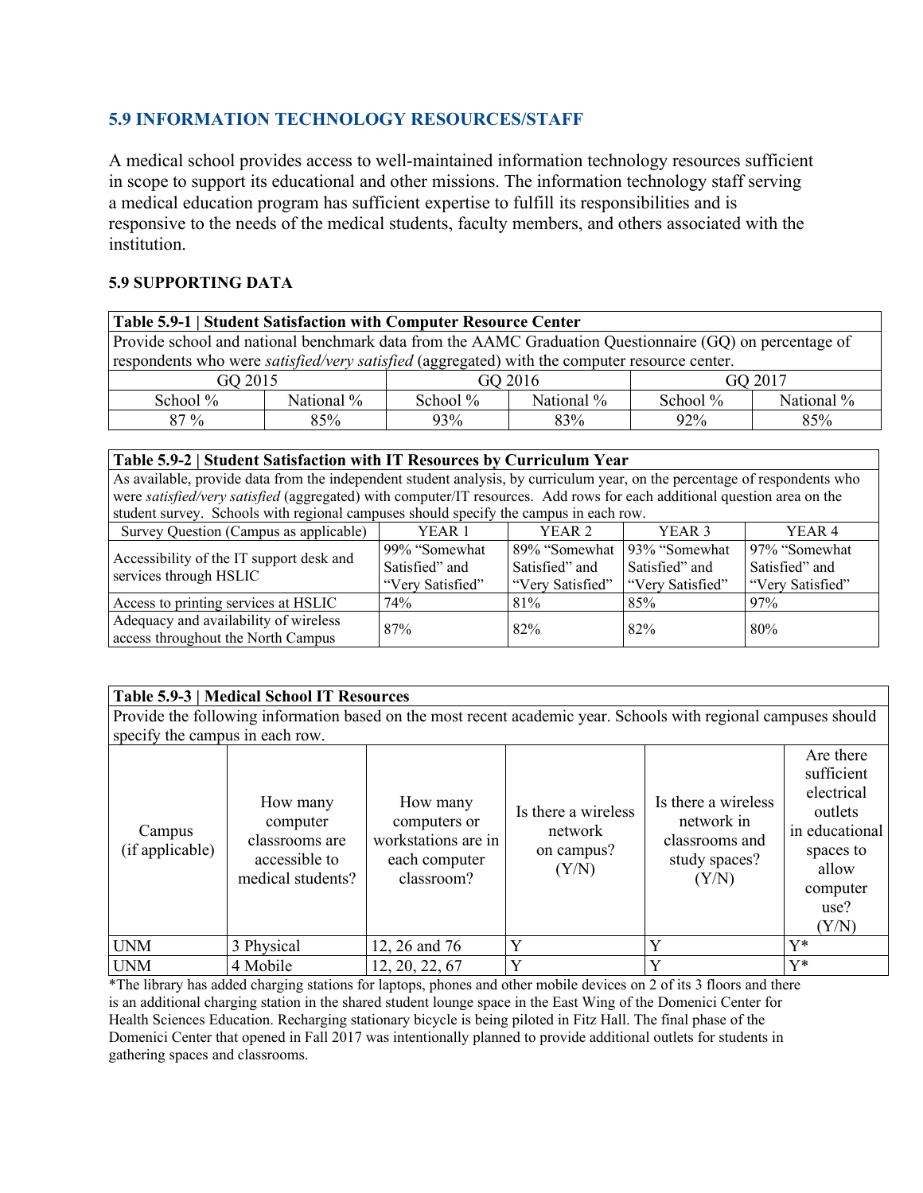## 5.9 INFORMATION TECHNOLOGY RESOURCES/STAFF

A medical school provides access to well-maintained information technology resources sufficient in scope to support its educational and other missions. The information technology staff serving a medical education program has sufficient expertise to fulfill its responsibilities and is responsive to the needs of the medical students, faculty members, and others associated with the institution.

### 5.9 SUPPORTING DATA

| Table 5.9-1 \| Student Satisfaction with Computer Resource Center | | | | | |
|---|---|---|---|---|---|
| Provide school and national benchmark data from the AAMC Graduation Questionnaire (GQ) on percentage of respondents who were *satisfied/very satisfied* (aggregated) with the computer resource center. | | | | | |
| GQ 2015 | | GQ 2016 | | GQ 2017 | |
| School % | National % | School % | National % | School % | National % |
| 87 % | 85% | 93% | 83% | 92% | 85% |

| Table 5.9-2 \| Student Satisfaction with IT Resources by Curriculum Year | | | | |
|---|---|---|---|---|
| As available, provide data from the independent student analysis, by curriculum year, on the percentage of respondents who were *satisfied/very satisfied* (aggregated) with computer/IT resources. Add rows for each additional question area on the student survey. Schools with regional campuses should specify the campus in each row. | | | | |
| Survey Question (Campus as applicable) | YEAR 1 | YEAR 2 | YEAR 3 | YEAR 4 |
| Accessibility of the IT support desk and services through HSLIC | 99% "Somewhat Satisfied" and "Very Satisfied" | 89% "Somewhat Satisfied" and "Very Satisfied" | 93% "Somewhat Satisfied" and "Very Satisfied" | 97% "Somewhat Satisfied" and "Very Satisfied" |
| Access to printing services at HSLIC | 74% | 81% | 85% | 97% |
| Adequacy and availability of wireless access throughout the North Campus | 87% | 82% | 82% | 80% |

| Table 5.9-3 \| Medical School IT Resources | | | | | |
|---|---|---|---|---|---|
| Provide the following information based on the most recent academic year. Schools with regional campuses should specify the campus in each row. | | | | | |
| Campus (if applicable) | How many computer classrooms are accessible to medical students? | How many computers or workstations are in each computer classroom? | Is there a wireless network on campus? (Y/N) | Is there a wireless network in classrooms and study spaces? (Y/N) | Are there sufficient electrical outlets in educational spaces to allow computer use? (Y/N) |
| UNM | 3 Physical | 12, 26 and 76 | Y | Y | Y* |
| UNM | 4 Mobile | 12, 20, 22, 67 | Y | Y | Y* |

*The library has added charging stations for laptops, phones and other mobile devices on 2 of its 3 floors and there is an additional charging station in the shared student lounge space in the East Wing of the Domenici Center for Health Sciences Education. Recharging stationary bicycle is being piloted in Fitz Hall. The final phase of the Domenici Center that opened in Fall 2017 was intentionally planned to provide additional outlets for students in gathering spaces and classrooms.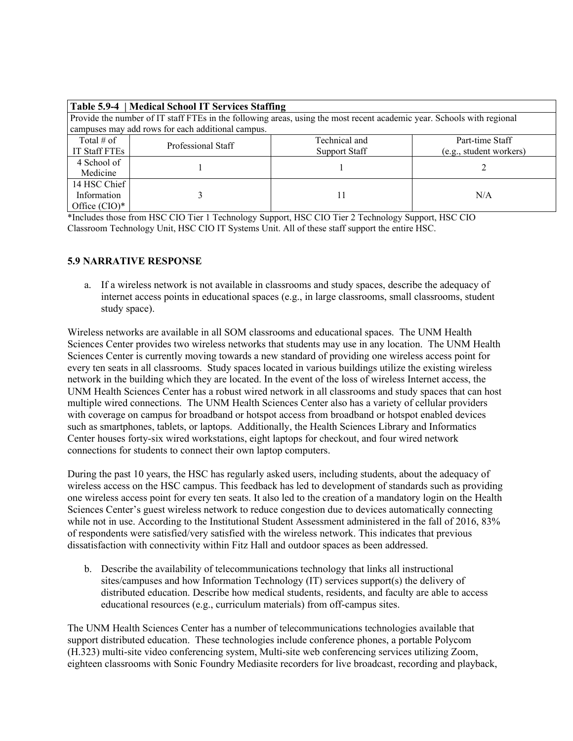| Table 5.9-4 \| Medical School IT Services Staffing | | | |
|---|---|---|---|
| Provide the number of IT staff FTEs in the following areas, using the most recent academic year. Schools with regional campuses may add rows for each additional campus. | | | |
| Total # of IT Staff FTEs | Professional Staff | Technical and Support Staff | Part-time Staff (e.g., student workers) |
| 4 School of Medicine | 1 | 1 | 2 |
| 14 HSC Chief Information Office (CIO)* | 3 | 11 | N/A |

*Includes those from HSC CIO Tier 1 Technology Support, HSC CIO Tier 2 Technology Support, HSC CIO Classroom Technology Unit, HSC CIO IT Systems Unit. All of these staff support the entire HSC.

### 5.9 NARRATIVE RESPONSE

a. If a wireless network is not available in classrooms and study spaces, describe the adequacy of internet access points in educational spaces (e.g., in large classrooms, small classrooms, student study space).

Wireless networks are available in all SOM classrooms and educational spaces. The UNM Health Sciences Center provides two wireless networks that students may use in any location. The UNM Health Sciences Center is currently moving towards a new standard of providing one wireless access point for every ten seats in all classrooms. Study spaces located in various buildings utilize the existing wireless network in the building which they are located. In the event of the loss of wireless Internet access, the UNM Health Sciences Center has a robust wired network in all classrooms and study spaces that can host multiple wired connections. The UNM Health Sciences Center also has a variety of cellular providers with coverage on campus for broadband or hotspot access from broadband or hotspot enabled devices such as smartphones, tablets, or laptops. Additionally, the Health Sciences Library and Informatics Center houses forty-six wired workstations, eight laptops for checkout, and four wired network connections for students to connect their own laptop computers.

During the past 10 years, the HSC has regularly asked users, including students, about the adequacy of wireless access on the HSC campus. This feedback has led to development of standards such as providing one wireless access point for every ten seats. It also led to the creation of a mandatory login on the Health Sciences Center's guest wireless network to reduce congestion due to devices automatically connecting while not in use. According to the Institutional Student Assessment administered in the fall of 2016, 83% of respondents were satisfied/very satisfied with the wireless network. This indicates that previous dissatisfaction with connectivity within Fitz Hall and outdoor spaces as been addressed.

b. Describe the availability of telecommunications technology that links all instructional sites/campuses and how Information Technology (IT) services support(s) the delivery of distributed education. Describe how medical students, residents, and faculty are able to access educational resources (e.g., curriculum materials) from off-campus sites.

The UNM Health Sciences Center has a number of telecommunications technologies available that support distributed education. These technologies include conference phones, a portable Polycom (H.323) multi-site video conferencing system, Multi-site web conferencing services utilizing Zoom, eighteen classrooms with Sonic Foundry Mediasite recorders for live broadcast, recording and playback,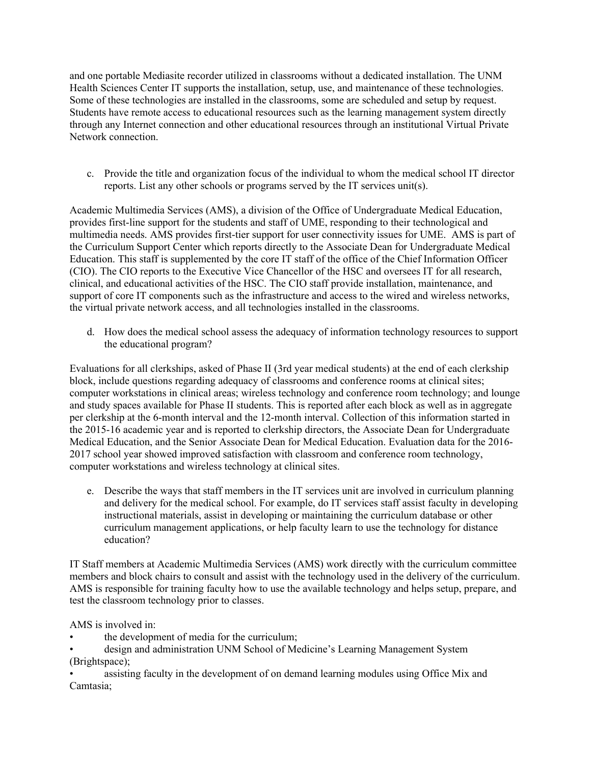and one portable Mediasite recorder utilized in classrooms without a dedicated installation. The UNM Health Sciences Center IT supports the installation, setup, use, and maintenance of these technologies. Some of these technologies are installed in the classrooms, some are scheduled and setup by request. Students have remote access to educational resources such as the learning management system directly through any Internet connection and other educational resources through an institutional Virtual Private Network connection.

c. Provide the title and organization focus of the individual to whom the medical school IT director reports. List any other schools or programs served by the IT services unit(s).

Academic Multimedia Services (AMS), a division of the Office of Undergraduate Medical Education, provides first-line support for the students and staff of UME, responding to their technological and multimedia needs. AMS provides first-tier support for user connectivity issues for UME. AMS is part of the Curriculum Support Center which reports directly to the Associate Dean for Undergraduate Medical Education. This staff is supplemented by the core IT staff of the office of the Chief Information Officer (CIO). The CIO reports to the Executive Vice Chancellor of the HSC and oversees IT for all research, clinical, and educational activities of the HSC. The CIO staff provide installation, maintenance, and support of core IT components such as the infrastructure and access to the wired and wireless networks, the virtual private network access, and all technologies installed in the classrooms.

d. How does the medical school assess the adequacy of information technology resources to support the educational program?

Evaluations for all clerkships, asked of Phase II (3rd year medical students) at the end of each clerkship block, include questions regarding adequacy of classrooms and conference rooms at clinical sites; computer workstations in clinical areas; wireless technology and conference room technology; and lounge and study spaces available for Phase II students. This is reported after each block as well as in aggregate per clerkship at the 6-month interval and the 12-month interval. Collection of this information started in the 2015-16 academic year and is reported to clerkship directors, the Associate Dean for Undergraduate Medical Education, and the Senior Associate Dean for Medical Education. Evaluation data for the 2016-2017 school year showed improved satisfaction with classroom and conference room technology, computer workstations and wireless technology at clinical sites.

e. Describe the ways that staff members in the IT services unit are involved in curriculum planning and delivery for the medical school. For example, do IT services staff assist faculty in developing instructional materials, assist in developing or maintaining the curriculum database or other curriculum management applications, or help faculty learn to use the technology for distance education?

IT Staff members at Academic Multimedia Services (AMS) work directly with the curriculum committee members and block chairs to consult and assist with the technology used in the delivery of the curriculum. AMS is responsible for training faculty how to use the available technology and helps setup, prepare, and test the classroom technology prior to classes.

AMS is involved in:

- the development of media for the curriculum;
- design and administration UNM School of Medicine's Learning Management System (Brightspace);
- assisting faculty in the development of on demand learning modules using Office Mix and Camtasia;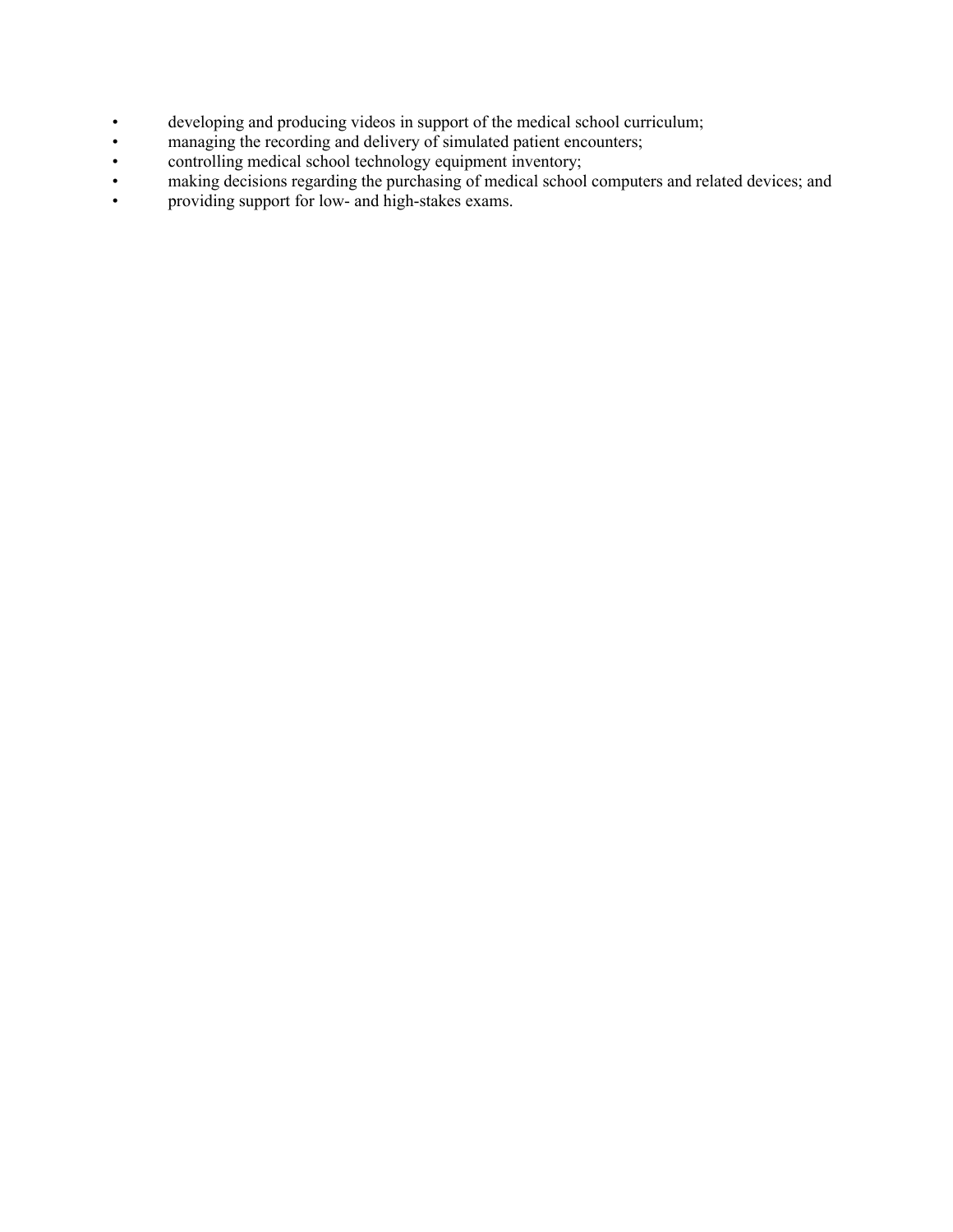- developing and producing videos in support of the medical school curriculum;
- managing the recording and delivery of simulated patient encounters;
- controlling medical school technology equipment inventory;
- making decisions regarding the purchasing of medical school computers and related devices; and
- providing support for low- and high-stakes exams.